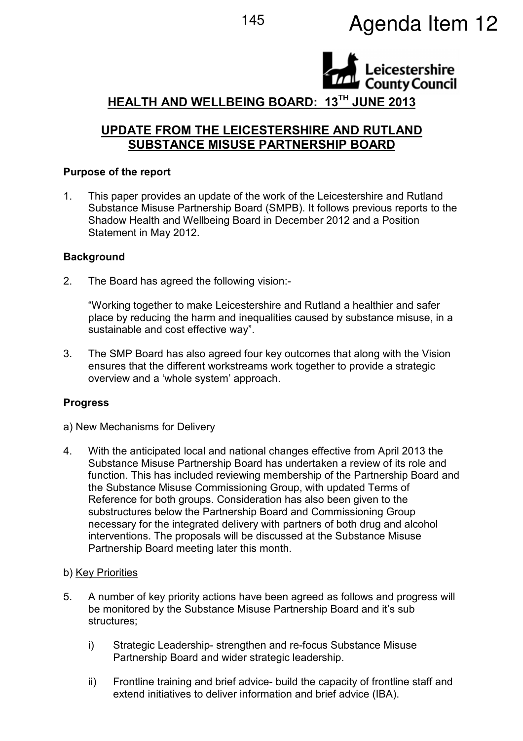Agenda Item 12

# HEALTH AND WELLBEING BOARD: 13TH JUNE 2013

## UPDATE FROM THE LEICESTERSHIRE AND RUTLAND SUBSTANCE MISUSE PARTNERSHIP BOARD

**Purpose of the report**

1. This paper provides an update of the work of the Leicestershire and Rutland Substance Misuse Partnership Board (SMPB). It follows previous reports to the Shadow Health and Wellbeing Board in December 2012 and a Position Statement in May 2012.

**Background**

2. The Board has agreed the following vision:-

   "Working together to make Leicestershire and Rutland a healthier and safer place by reducing the harm and inequalities caused by substance misuse, in a sustainable and cost effective way".

3. The SMP Board has also agreed four key outcomes that along with the Vision ensures that the different workstreams work together to provide a strategic overview and a 'whole system' approach.

**Progress**

a) New Mechanisms for Delivery

4. With the anticipated local and national changes effective from April 2013 the Substance Misuse Partnership Board has undertaken a review of its role and function. This has included reviewing membership of the Partnership Board and the Substance Misuse Commissioning Group, with updated Terms of Reference for both groups. Consideration has also been given to the substructures below the Partnership Board and Commissioning Group necessary for the integrated delivery with partners of both drug and alcohol interventions. The proposals will be discussed at the Substance Misuse Partnership Board meeting later this month.

b) Key Priorities

5. A number of key priority actions have been agreed as follows and progress will be monitored by the Substance Misuse Partnership Board and it's sub structures;

   i) Strategic Leadership- strengthen and re-focus Substance Misuse Partnership Board and wider strategic leadership.

   ii) Frontline training and brief advice- build the capacity of frontline staff and extend initiatives to deliver information and brief advice (IBA).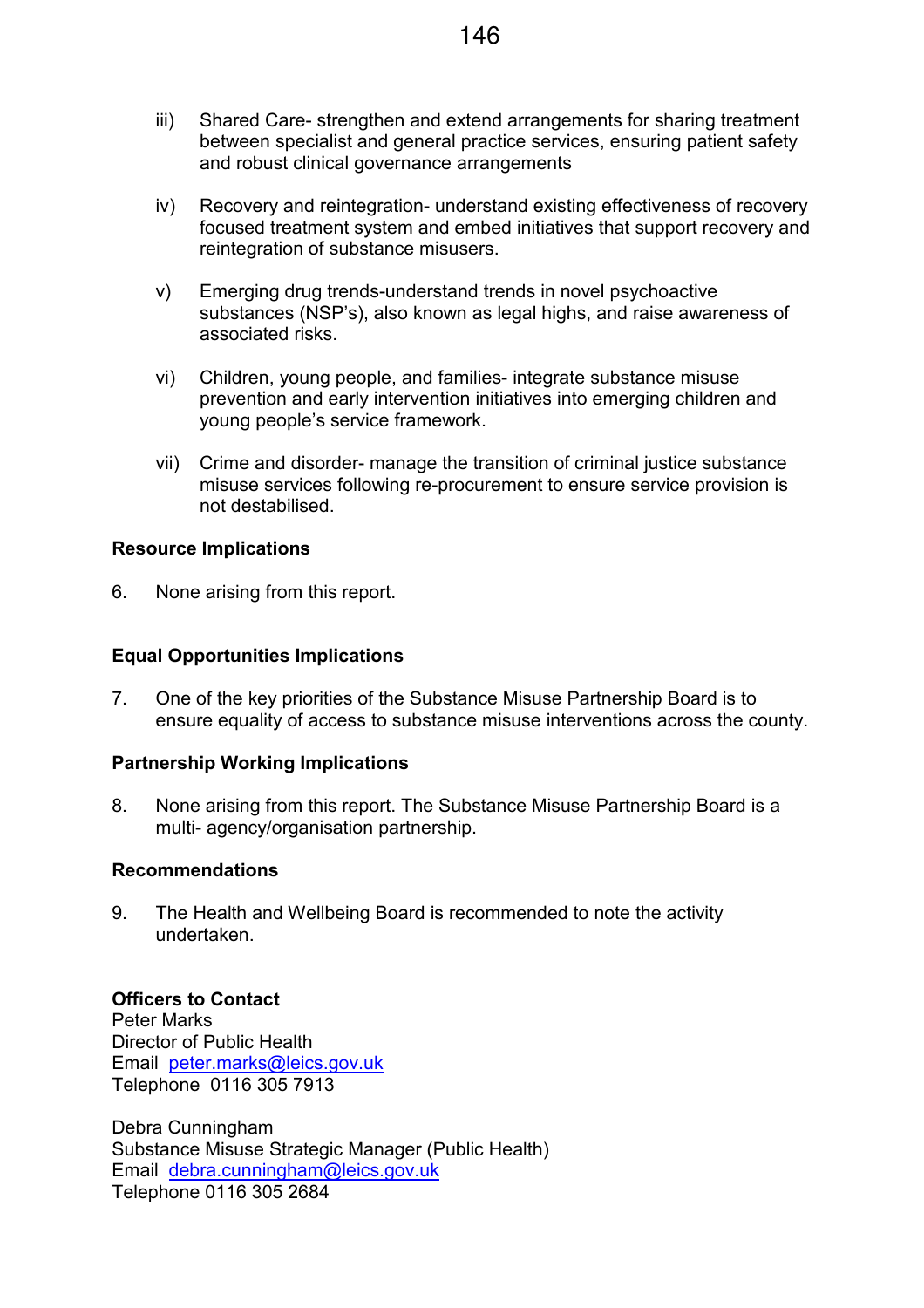iii) Shared Care- strengthen and extend arrangements for sharing treatment between specialist and general practice services, ensuring patient safety and robust clinical governance arrangements

iv) Recovery and reintegration- understand existing effectiveness of recovery focused treatment system and embed initiatives that support recovery and reintegration of substance misusers.

v) Emerging drug trends-understand trends in novel psychoactive substances (NSP's), also known as legal highs, and raise awareness of associated risks.

vi) Children, young people, and families- integrate substance misuse prevention and early intervention initiatives into emerging children and young people's service framework.

vii) Crime and disorder- manage the transition of criminal justice substance misuse services following re-procurement to ensure service provision is not destabilised.

**Resource Implications**

6. None arising from this report.

**Equal Opportunities Implications**

7. One of the key priorities of the Substance Misuse Partnership Board is to ensure equality of access to substance misuse interventions across the county.

**Partnership Working Implications**

8. None arising from this report. The Substance Misuse Partnership Board is a multi- agency/organisation partnership.

**Recommendations**

9. The Health and Wellbeing Board is recommended to note the activity undertaken.

**Officers to Contact**

Peter Marks
Director of Public Health
Email peter.marks@leics.gov.uk
Telephone 0116 305 7913

Debra Cunningham
Substance Misuse Strategic Manager (Public Health)
Email debra.cunningham@leics.gov.uk
Telephone 0116 305 2684